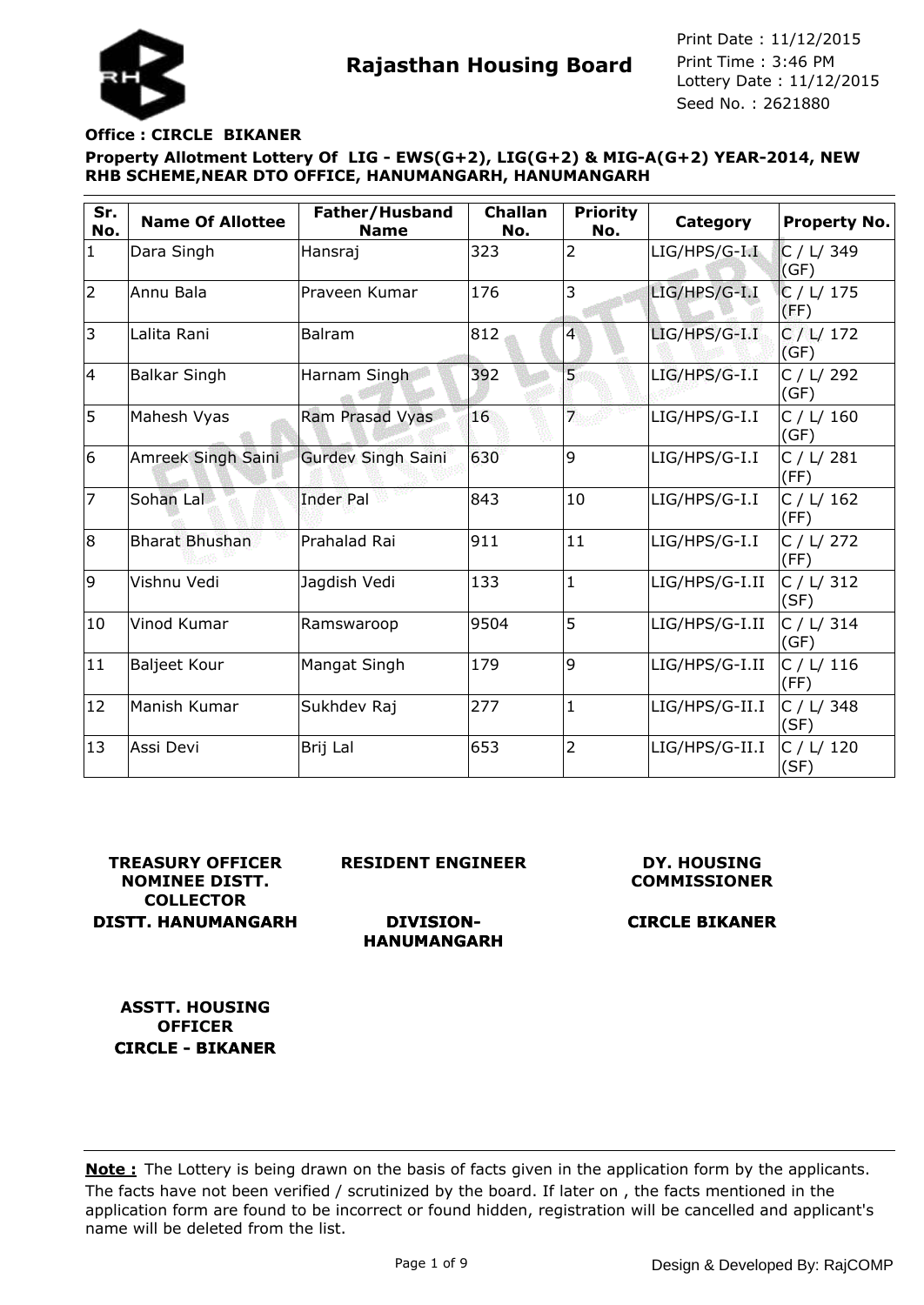# Rajasthan Housing Board

Print Date : 11/12/2015
Print Time : 3:46 PM
Lottery Date : 11/12/2015
Seed No. : 2621880

**Office : CIRCLE BIKANER**

**Property Allotment Lottery Of LIG - EWS(G+2), LIG(G+2) & MIG-A(G+2) YEAR-2014, NEW RHB SCHEME,NEAR DTO OFFICE, HANUMANGARH, HANUMANGARH**

| Sr. No. | Name Of Allottee | Father/Husband Name | Challan No. | Priority No. | Category | Property No. |
|---|---|---|---|---|---|---|
| 1 | Dara Singh | Hansraj | 323 | 2 | LIG/HPS/G-I.I | C / L/ 349 (GF) |
| 2 | Annu Bala | Praveen Kumar | 176 | 3 | LIG/HPS/G-I.I | C / L/ 175 (FF) |
| 3 | Lalita Rani | Balram | 812 | 4 | LIG/HPS/G-I.I | C / L/ 172 (GF) |
| 4 | Balkar Singh | Harnam Singh | 392 | 5 | LIG/HPS/G-I.I | C / L/ 292 (GF) |
| 5 | Mahesh Vyas | Ram Prasad Vyas | 16 | 7 | LIG/HPS/G-I.I | C / L/ 160 (GF) |
| 6 | Amreek Singh Saini | Gurdev Singh Saini | 630 | 9 | LIG/HPS/G-I.I | C / L/ 281 (FF) |
| 7 | Sohan Lal | Inder Pal | 843 | 10 | LIG/HPS/G-I.I | C / L/ 162 (FF) |
| 8 | Bharat Bhushan | Prahalad Rai | 911 | 11 | LIG/HPS/G-I.I | C / L/ 272 (FF) |
| 9 | Vishnu Vedi | Jagdish Vedi | 133 | 1 | LIG/HPS/G-I.II | C / L/ 312 (SF) |
| 10 | Vinod Kumar | Ramswaroop | 9504 | 5 | LIG/HPS/G-I.II | C / L/ 314 (GF) |
| 11 | Baljeet Kour | Mangat Singh | 179 | 9 | LIG/HPS/G-I.II | C / L/ 116 (FF) |
| 12 | Manish Kumar | Sukhdev Raj | 277 | 1 | LIG/HPS/G-II.I | C / L/ 348 (SF) |
| 13 | Assi Devi | Brij Lal | 653 | 2 | LIG/HPS/G-II.I | C / L/ 120 (SF) |

**TREASURY OFFICER NOMINEE DISTT. COLLECTOR**
**DISTT. HANUMANGARH**

**RESIDENT ENGINEER**
**DIVISION-HANUMANGARH**

**DY. HOUSING COMMISSIONER**
**CIRCLE BIKANER**

**ASSTT. HOUSING OFFICER**
**CIRCLE - BIKANER**

**Note :** The Lottery is being drawn on the basis of facts given in the application form by the applicants. The facts have not been verified / scrutinized by the board. If later on , the facts mentioned in the application form are found to be incorrect or found hidden, registration will be cancelled and applicant's name will be deleted from the list.

Design & Developed By: RajCOMP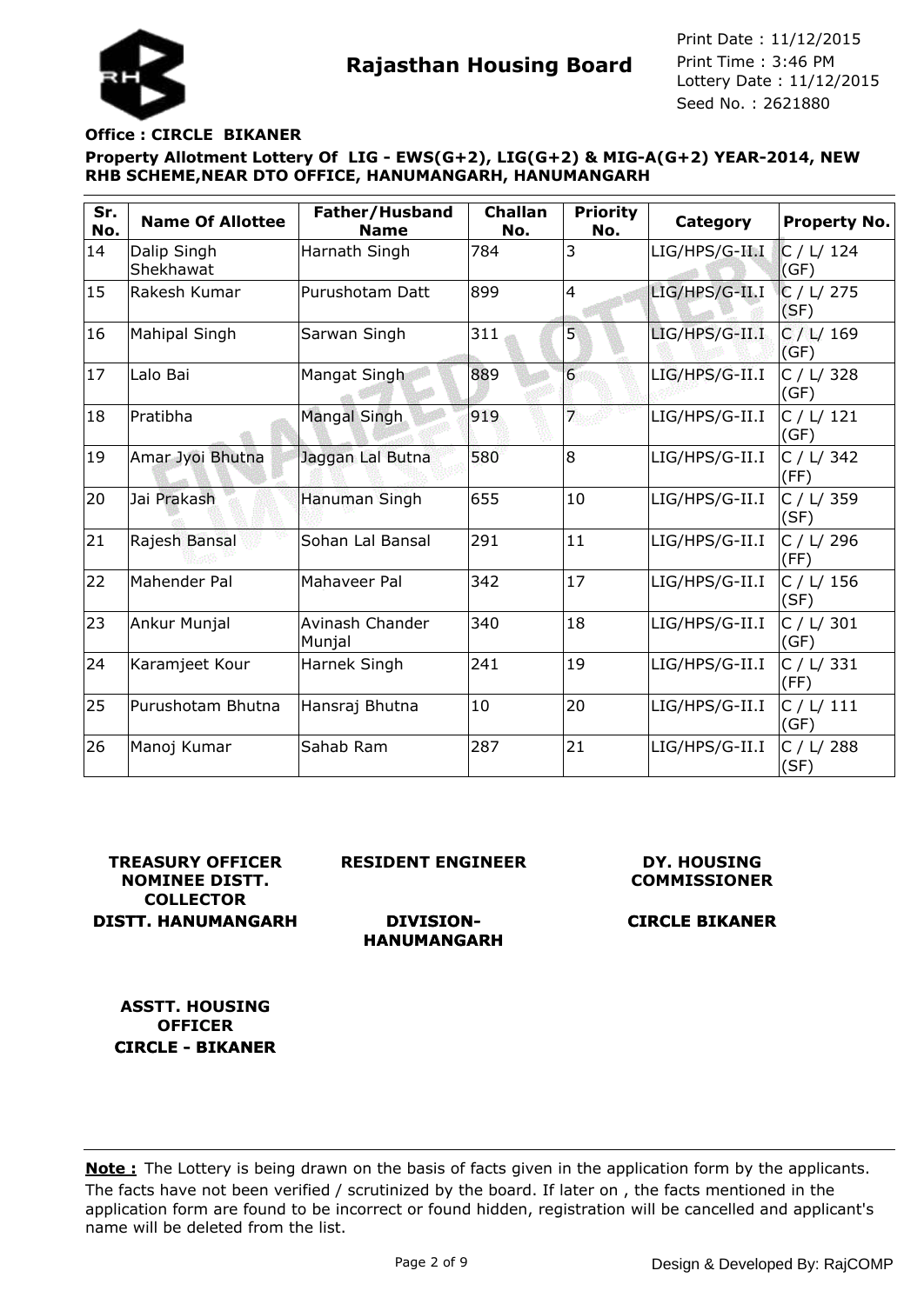**Rajasthan Housing Board**

Print Date : 11/12/2015
Print Time : 3:46 PM
Lottery Date : 11/12/2015
Seed No. : 2621880

**Office : CIRCLE BIKANER**

**Property Allotment Lottery Of LIG - EWS(G+2), LIG(G+2) & MIG-A(G+2) YEAR-2014, NEW RHB SCHEME,NEAR DTO OFFICE, HANUMANGARH, HANUMANGARH**

| Sr. No. | Name Of Allottee | Father/Husband Name | Challan No. | Priority No. | Category | Property No. |
|---|---|---|---|---|---|---|
| 14 | Dalip Singh Shekhawat | Harnath Singh | 784 | 3 | LIG/HPS/G-II.I | C / L/ 124 (GF) |
| 15 | Rakesh Kumar | Purushotam Datt | 899 | 4 | LIG/HPS/G-II.I | C / L/ 275 (SF) |
| 16 | Mahipal Singh | Sarwan Singh | 311 | 5 | LIG/HPS/G-II.I | C / L/ 169 (GF) |
| 17 | Lalo Bai | Mangat Singh | 889 | 6 | LIG/HPS/G-II.I | C / L/ 328 (GF) |
| 18 | Pratibha | Mangal Singh | 919 | 7 | LIG/HPS/G-II.I | C / L/ 121 (GF) |
| 19 | Amar Jyoi Bhutna | Jaggan Lal Butna | 580 | 8 | LIG/HPS/G-II.I | C / L/ 342 (FF) |
| 20 | Jai Prakash | Hanuman Singh | 655 | 10 | LIG/HPS/G-II.I | C / L/ 359 (SF) |
| 21 | Rajesh Bansal | Sohan Lal Bansal | 291 | 11 | LIG/HPS/G-II.I | C / L/ 296 (FF) |
| 22 | Mahender Pal | Mahaveer Pal | 342 | 17 | LIG/HPS/G-II.I | C / L/ 156 (SF) |
| 23 | Ankur Munjal | Avinash Chander Munjal | 340 | 18 | LIG/HPS/G-II.I | C / L/ 301 (GF) |
| 24 | Karamjeet Kour | Harnek Singh | 241 | 19 | LIG/HPS/G-II.I | C / L/ 331 (FF) |
| 25 | Purushotam Bhutna | Hansraj Bhutna | 10 | 20 | LIG/HPS/G-II.I | C / L/ 111 (GF) |
| 26 | Manoj Kumar | Sahab Ram | 287 | 21 | LIG/HPS/G-II.I | C / L/ 288 (SF) |

**TREASURY OFFICER NOMINEE DISTT. COLLECTOR**
**DISTT. HANUMANGARH**

**RESIDENT ENGINEER**
**DIVISION-HANUMANGARH**

**DY. HOUSING COMMISSIONER**
**CIRCLE BIKANER**

**ASSTT. HOUSING OFFICER**
**CIRCLE - BIKANER**

**Note :** The Lottery is being drawn on the basis of facts given in the application form by the applicants. The facts have not been verified / scrutinized by the board. If later on , the facts mentioned in the application form are found to be incorrect or found hidden, registration will be cancelled and applicant's name will be deleted from the list.

Design & Developed By: RajCOMP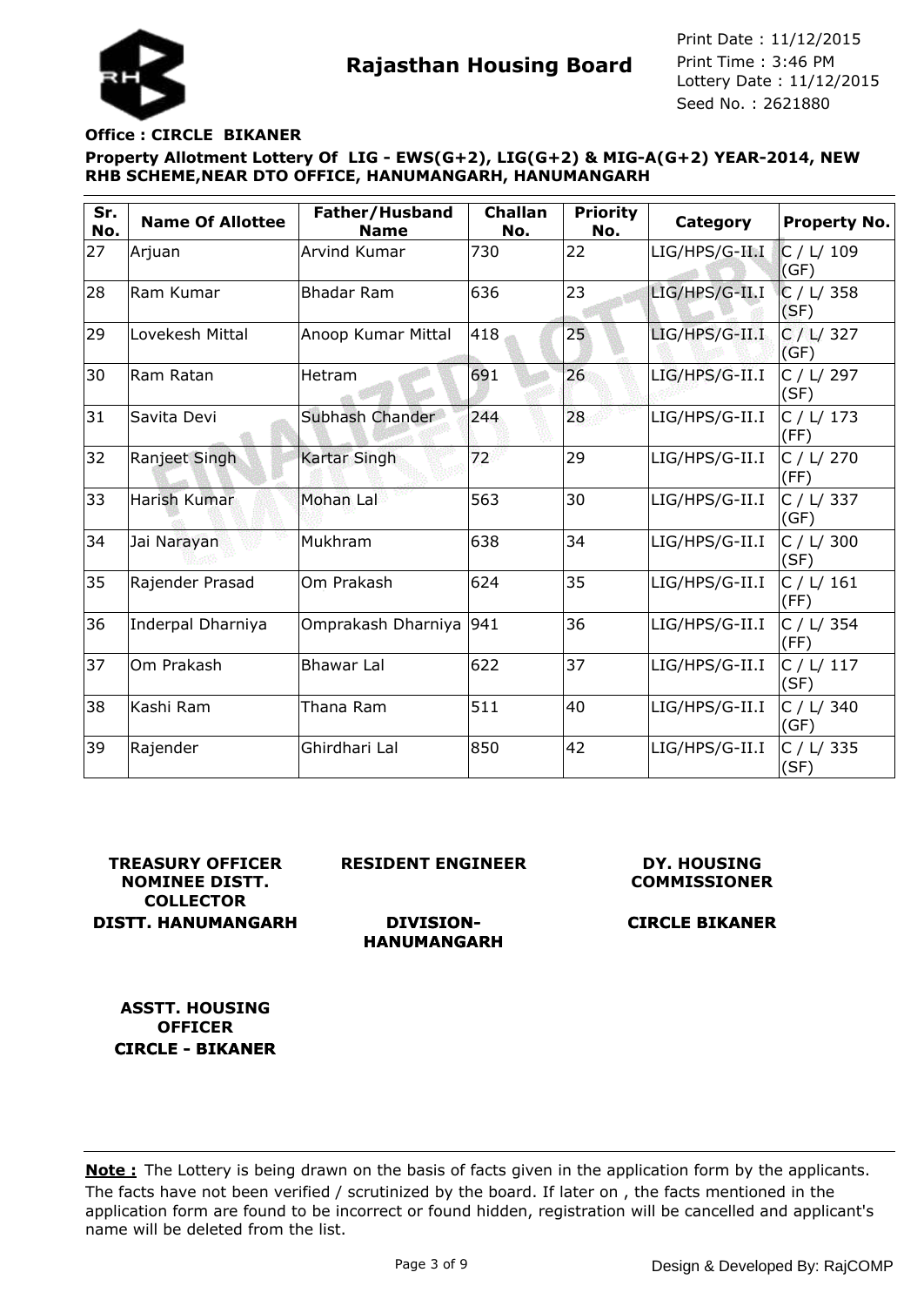**Rajasthan Housing Board**

Print Date : 11/12/2015
Print Time : 3:46 PM
Lottery Date : 11/12/2015
Seed No. : 2621880

**Office : CIRCLE BIKANER**

**Property Allotment Lottery Of LIG - EWS(G+2), LIG(G+2) & MIG-A(G+2) YEAR-2014, NEW RHB SCHEME,NEAR DTO OFFICE, HANUMANGARH, HANUMANGARH**

| Sr. No. | Name Of Allottee | Father/Husband Name | Challan No. | Priority No. | Category | Property No. |
|---|---|---|---|---|---|---|
| 27 | Arjuan | Arvind Kumar | 730 | 22 | LIG/HPS/G-II.I | C / L/ 109 (GF) |
| 28 | Ram Kumar | Bhadar Ram | 636 | 23 | LIG/HPS/G-II.I | C / L/ 358 (SF) |
| 29 | Lovekesh Mittal | Anoop Kumar Mittal | 418 | 25 | LIG/HPS/G-II.I | C / L/ 327 (GF) |
| 30 | Ram Ratan | Hetram | 691 | 26 | LIG/HPS/G-II.I | C / L/ 297 (SF) |
| 31 | Savita Devi | Subhash Chander | 244 | 28 | LIG/HPS/G-II.I | C / L/ 173 (FF) |
| 32 | Ranjeet Singh | Kartar Singh | 72 | 29 | LIG/HPS/G-II.I | C / L/ 270 (FF) |
| 33 | Harish Kumar | Mohan Lal | 563 | 30 | LIG/HPS/G-II.I | C / L/ 337 (GF) |
| 34 | Jai Narayan | Mukhram | 638 | 34 | LIG/HPS/G-II.I | C / L/ 300 (SF) |
| 35 | Rajender Prasad | Om Prakash | 624 | 35 | LIG/HPS/G-II.I | C / L/ 161 (FF) |
| 36 | Inderpal Dharniya | Omprakash Dharniya | 941 | 36 | LIG/HPS/G-II.I | C / L/ 354 (FF) |
| 37 | Om Prakash | Bhawar Lal | 622 | 37 | LIG/HPS/G-II.I | C / L/ 117 (SF) |
| 38 | Kashi Ram | Thana Ram | 511 | 40 | LIG/HPS/G-II.I | C / L/ 340 (GF) |
| 39 | Rajender | Ghirdhari Lal | 850 | 42 | LIG/HPS/G-II.I | C / L/ 335 (SF) |

**TREASURY OFFICER NOMINEE DISTT. COLLECTOR**
**DISTT. HANUMANGARH**

**RESIDENT ENGINEER**
**DIVISION-HANUMANGARH**

**DY. HOUSING COMMISSIONER**
**CIRCLE BIKANER**

**ASSTT. HOUSING OFFICER**
**CIRCLE - BIKANER**

**Note :** The Lottery is being drawn on the basis of facts given in the application form by the applicants. The facts have not been verified / scrutinized by the board. If later on , the facts mentioned in the application form are found to be incorrect or found hidden, registration will be cancelled and applicant's name will be deleted from the list.

Design & Developed By: RajCOMP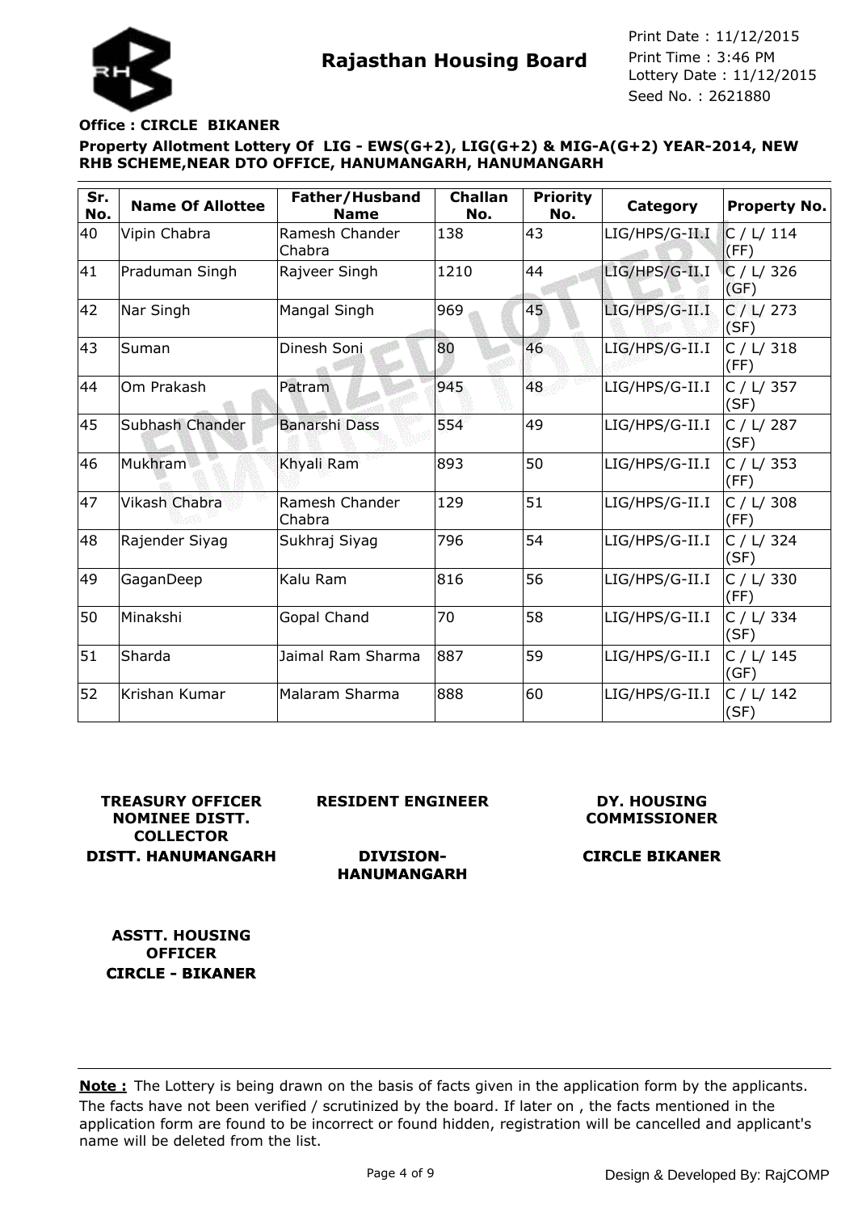# Rajasthan Housing Board

Print Date : 11/12/2015
Print Time : 3:46 PM
Lottery Date : 11/12/2015
Seed No. : 2621880

**Office : CIRCLE BIKANER**

**Property Allotment Lottery Of LIG - EWS(G+2), LIG(G+2) & MIG-A(G+2) YEAR-2014, NEW RHB SCHEME,NEAR DTO OFFICE, HANUMANGARH, HANUMANGARH**

| Sr. No. | Name Of Allottee | Father/Husband Name | Challan No. | Priority No. | Category | Property No. |
|---|---|---|---|---|---|---|
| 40 | Vipin Chabra | Ramesh Chander Chabra | 138 | 43 | LIG/HPS/G-II.I | C / L/ 114 (FF) |
| 41 | Praduman Singh | Rajveer Singh | 1210 | 44 | LIG/HPS/G-II.I | C / L/ 326 (GF) |
| 42 | Nar Singh | Mangal Singh | 969 | 45 | LIG/HPS/G-II.I | C / L/ 273 (SF) |
| 43 | Suman | Dinesh Soni | 80 | 46 | LIG/HPS/G-II.I | C / L/ 318 (FF) |
| 44 | Om Prakash | Patram | 945 | 48 | LIG/HPS/G-II.I | C / L/ 357 (SF) |
| 45 | Subhash Chander | Banarshi Dass | 554 | 49 | LIG/HPS/G-II.I | C / L/ 287 (SF) |
| 46 | Mukhram | Khyali Ram | 893 | 50 | LIG/HPS/G-II.I | C / L/ 353 (FF) |
| 47 | Vikash Chabra | Ramesh Chander Chabra | 129 | 51 | LIG/HPS/G-II.I | C / L/ 308 (FF) |
| 48 | Rajender Siyag | Sukhraj Siyag | 796 | 54 | LIG/HPS/G-II.I | C / L/ 324 (SF) |
| 49 | GaganDeep | Kalu Ram | 816 | 56 | LIG/HPS/G-II.I | C / L/ 330 (FF) |
| 50 | Minakshi | Gopal Chand | 70 | 58 | LIG/HPS/G-II.I | C / L/ 334 (SF) |
| 51 | Sharda | Jaimal Ram Sharma | 887 | 59 | LIG/HPS/G-II.I | C / L/ 145 (GF) |
| 52 | Krishan Kumar | Malaram Sharma | 888 | 60 | LIG/HPS/G-II.I | C / L/ 142 (SF) |

**TREASURY OFFICER NOMINEE DISTT. COLLECTOR**
**DISTT. HANUMANGARH**

**RESIDENT ENGINEER**
**DIVISION-HANUMANGARH**

**DY. HOUSING COMMISSIONER**
**CIRCLE BIKANER**

**ASSTT. HOUSING OFFICER**
**CIRCLE - BIKANER**

**Note :** The Lottery is being drawn on the basis of facts given in the application form by the applicants. The facts have not been verified / scrutinized by the board. If later on , the facts mentioned in the application form are found to be incorrect or found hidden, registration will be cancelled and applicant's name will be deleted from the list.

Design & Developed By: RajCOMP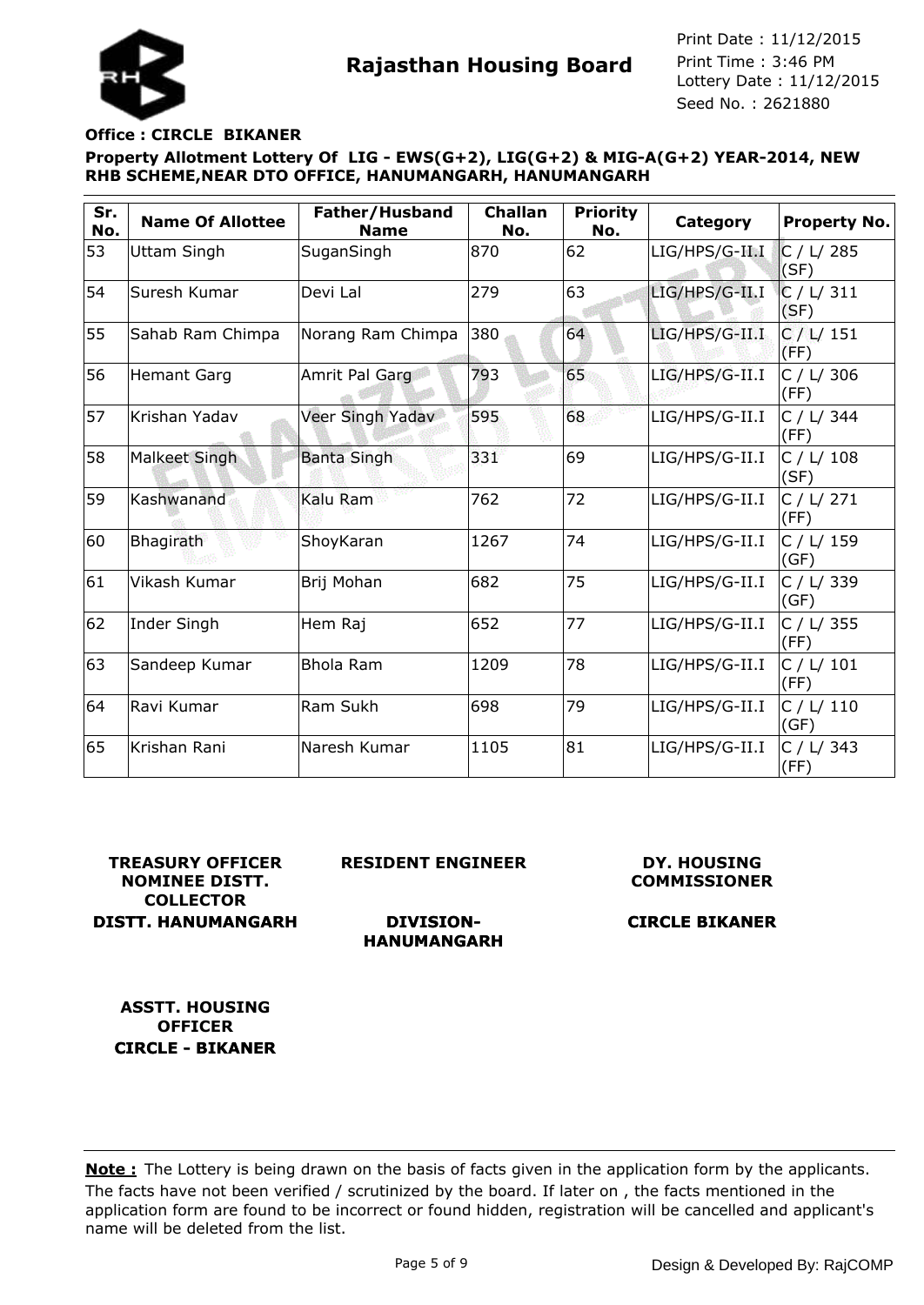**Rajasthan Housing Board**

Print Date : 11/12/2015
Print Time : 3:46 PM
Lottery Date : 11/12/2015
Seed No. : 2621880

**Office : CIRCLE BIKANER**

**Property Allotment Lottery Of LIG - EWS(G+2), LIG(G+2) & MIG-A(G+2) YEAR-2014, NEW RHB SCHEME,NEAR DTO OFFICE, HANUMANGARH, HANUMANGARH**

| Sr. No. | Name Of Allottee | Father/Husband Name | Challan No. | Priority No. | Category | Property No. |
|---|---|---|---|---|---|---|
| 53 | Uttam Singh | SuganSingh | 870 | 62 | LIG/HPS/G-II.I | C / L/ 285 (SF) |
| 54 | Suresh Kumar | Devi Lal | 279 | 63 | LIG/HPS/G-II.I | C / L/ 311 (SF) |
| 55 | Sahab Ram Chimpa | Norang Ram Chimpa | 380 | 64 | LIG/HPS/G-II.I | C / L/ 151 (FF) |
| 56 | Hemant Garg | Amrit Pal Garg | 793 | 65 | LIG/HPS/G-II.I | C / L/ 306 (FF) |
| 57 | Krishan Yadav | Veer Singh Yadav | 595 | 68 | LIG/HPS/G-II.I | C / L/ 344 (FF) |
| 58 | Malkeet Singh | Banta Singh | 331 | 69 | LIG/HPS/G-II.I | C / L/ 108 (SF) |
| 59 | Kashwanand | Kalu Ram | 762 | 72 | LIG/HPS/G-II.I | C / L/ 271 (FF) |
| 60 | Bhagirath | ShoyKaran | 1267 | 74 | LIG/HPS/G-II.I | C / L/ 159 (GF) |
| 61 | Vikash Kumar | Brij Mohan | 682 | 75 | LIG/HPS/G-II.I | C / L/ 339 (GF) |
| 62 | Inder Singh | Hem Raj | 652 | 77 | LIG/HPS/G-II.I | C / L/ 355 (FF) |
| 63 | Sandeep Kumar | Bhola Ram | 1209 | 78 | LIG/HPS/G-II.I | C / L/ 101 (FF) |
| 64 | Ravi Kumar | Ram Sukh | 698 | 79 | LIG/HPS/G-II.I | C / L/ 110 (GF) |
| 65 | Krishan Rani | Naresh Kumar | 1105 | 81 | LIG/HPS/G-II.I | C / L/ 343 (FF) |

**TREASURY OFFICER NOMINEE DISTT. COLLECTOR**
**DISTT. HANUMANGARH**

**RESIDENT ENGINEER**
**DIVISION-HANUMANGARH**

**DY. HOUSING COMMISSIONER**
**CIRCLE BIKANER**

**ASSTT. HOUSING OFFICER**
**CIRCLE - BIKANER**

**Note :** The Lottery is being drawn on the basis of facts given in the application form by the applicants. The facts have not been verified / scrutinized by the board. If later on , the facts mentioned in the application form are found to be incorrect or found hidden, registration will be cancelled and applicant's name will be deleted from the list.

Design & Developed By: RajCOMP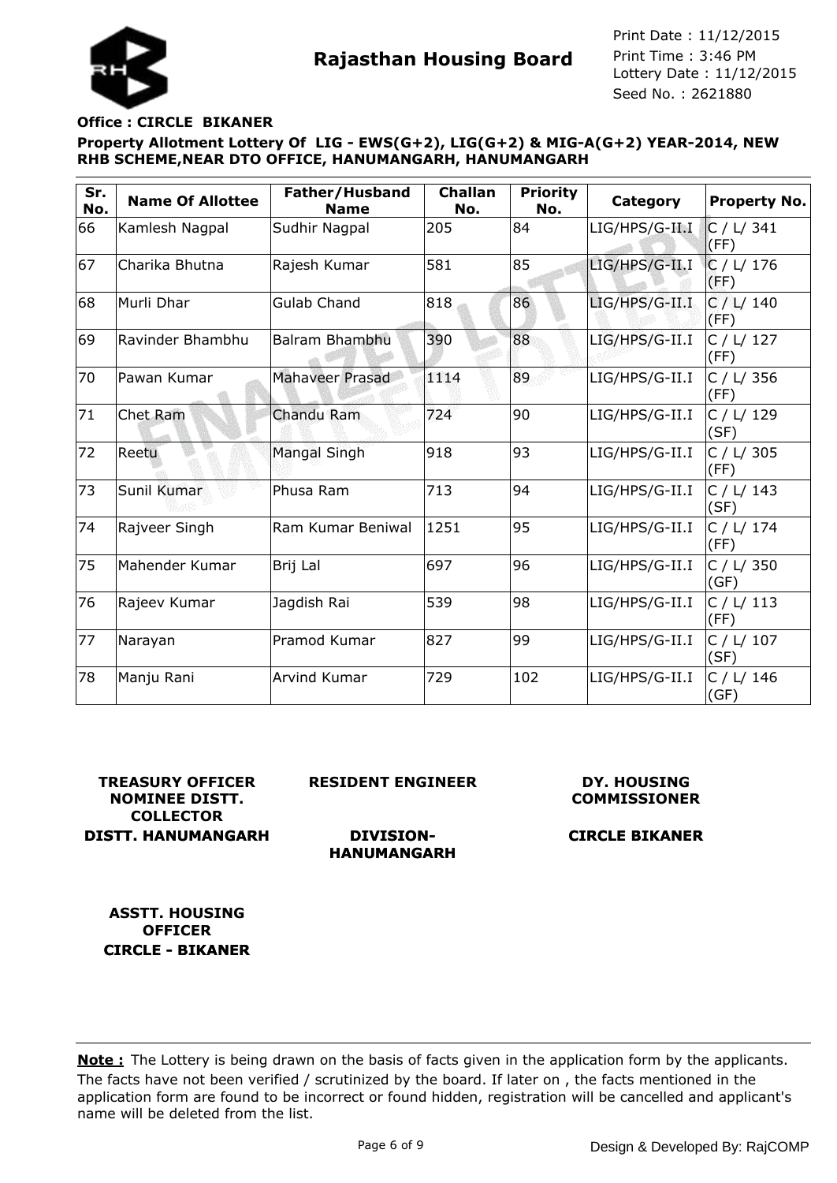**Rajasthan Housing Board**

Print Date : 11/12/2015
Print Time : 3:46 PM
Lottery Date : 11/12/2015
Seed No. : 2621880

**Office : CIRCLE BIKANER**

**Property Allotment Lottery Of LIG - EWS(G+2), LIG(G+2) & MIG-A(G+2) YEAR-2014, NEW RHB SCHEME,NEAR DTO OFFICE, HANUMANGARH, HANUMANGARH**

| Sr. No. | Name Of Allottee | Father/Husband Name | Challan No. | Priority No. | Category | Property No. |
|---|---|---|---|---|---|---|
| 66 | Kamlesh Nagpal | Sudhir Nagpal | 205 | 84 | LIG/HPS/G-II.I | C / L/ 341 (FF) |
| 67 | Charika Bhutna | Rajesh Kumar | 581 | 85 | LIG/HPS/G-II.I | C / L/ 176 (FF) |
| 68 | Murli Dhar | Gulab Chand | 818 | 86 | LIG/HPS/G-II.I | C / L/ 140 (FF) |
| 69 | Ravinder Bhambhu | Balram Bhambhu | 390 | 88 | LIG/HPS/G-II.I | C / L/ 127 (FF) |
| 70 | Pawan Kumar | Mahaveer Prasad | 1114 | 89 | LIG/HPS/G-II.I | C / L/ 356 (FF) |
| 71 | Chet Ram | Chandu Ram | 724 | 90 | LIG/HPS/G-II.I | C / L/ 129 (SF) |
| 72 | Reetu | Mangal Singh | 918 | 93 | LIG/HPS/G-II.I | C / L/ 305 (FF) |
| 73 | Sunil Kumar | Phusa Ram | 713 | 94 | LIG/HPS/G-II.I | C / L/ 143 (SF) |
| 74 | Rajveer Singh | Ram Kumar Beniwal | 1251 | 95 | LIG/HPS/G-II.I | C / L/ 174 (FF) |
| 75 | Mahender Kumar | Brij Lal | 697 | 96 | LIG/HPS/G-II.I | C / L/ 350 (GF) |
| 76 | Rajeev Kumar | Jagdish Rai | 539 | 98 | LIG/HPS/G-II.I | C / L/ 113 (FF) |
| 77 | Narayan | Pramod Kumar | 827 | 99 | LIG/HPS/G-II.I | C / L/ 107 (SF) |
| 78 | Manju Rani | Arvind Kumar | 729 | 102 | LIG/HPS/G-II.I | C / L/ 146 (GF) |

**TREASURY OFFICER NOMINEE DISTT. COLLECTOR**
**DISTT. HANUMANGARH**

**RESIDENT ENGINEER**
**DIVISION-HANUMANGARH**

**DY. HOUSING COMMISSIONER**
**CIRCLE BIKANER**

**ASSTT. HOUSING OFFICER**
**CIRCLE - BIKANER**

**Note :** The Lottery is being drawn on the basis of facts given in the application form by the applicants. The facts have not been verified / scrutinized by the board. If later on , the facts mentioned in the application form are found to be incorrect or found hidden, registration will be cancelled and applicant's name will be deleted from the list.

Design & Developed By: RajCOMP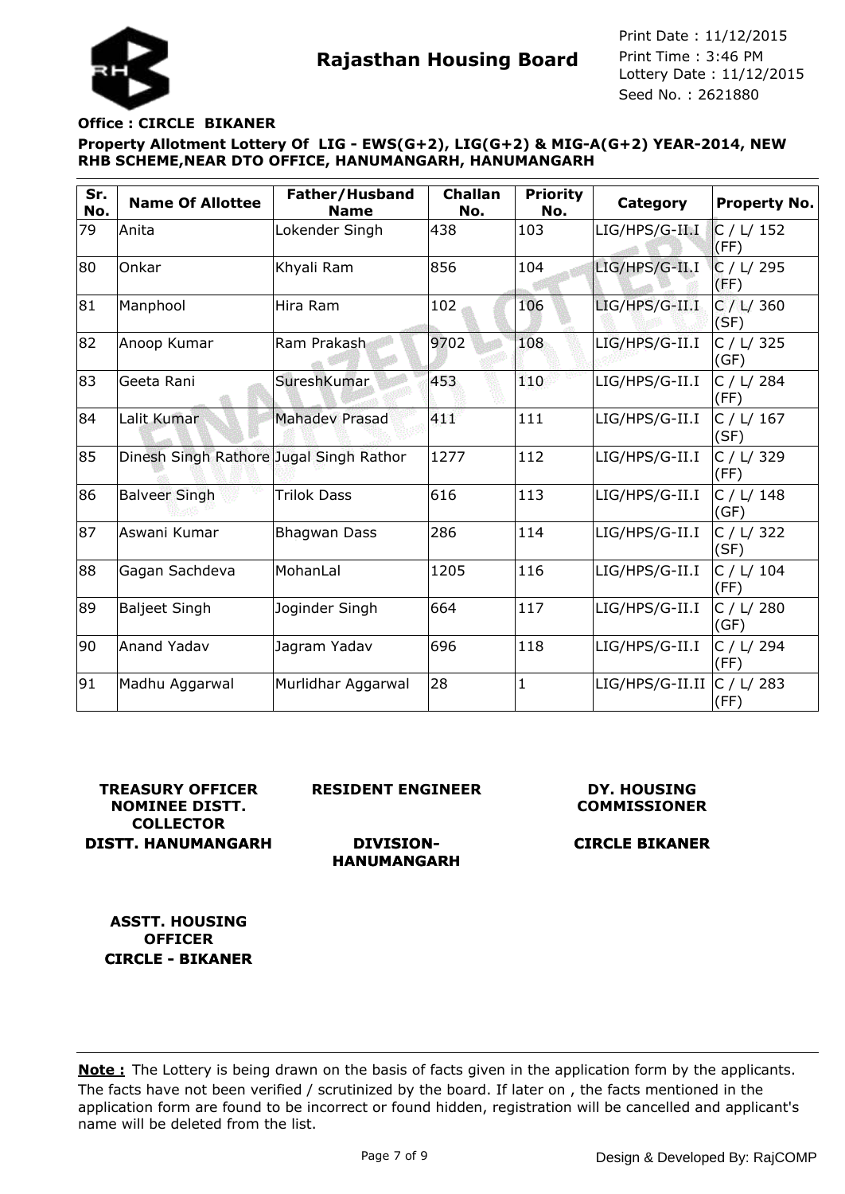# Rajasthan Housing Board

Print Date : 11/12/2015
Print Time : 3:46 PM
Lottery Date : 11/12/2015
Seed No. : 2621880

**Office : CIRCLE BIKANER**

**Property Allotment Lottery Of LIG - EWS(G+2), LIG(G+2) & MIG-A(G+2) YEAR-2014, NEW RHB SCHEME,NEAR DTO OFFICE, HANUMANGARH, HANUMANGARH**

| Sr. No. | Name Of Allottee | Father/Husband Name | Challan No. | Priority No. | Category | Property No. |
|---|---|---|---|---|---|---|
| 79 | Anita | Lokender Singh | 438 | 103 | LIG/HPS/G-II.I | C / L/ 152 (FF) |
| 80 | Onkar | Khyali Ram | 856 | 104 | LIG/HPS/G-II.I | C / L/ 295 (FF) |
| 81 | Manphool | Hira Ram | 102 | 106 | LIG/HPS/G-II.I | C / L/ 360 (SF) |
| 82 | Anoop Kumar | Ram Prakash | 9702 | 108 | LIG/HPS/G-II.I | C / L/ 325 (GF) |
| 83 | Geeta Rani | SureshKumar | 453 | 110 | LIG/HPS/G-II.I | C / L/ 284 (FF) |
| 84 | Lalit Kumar | Mahadev Prasad | 411 | 111 | LIG/HPS/G-II.I | C / L/ 167 (SF) |
| 85 | Dinesh Singh Rathore | Jugal Singh Rathor | 1277 | 112 | LIG/HPS/G-II.I | C / L/ 329 (FF) |
| 86 | Balveer Singh | Trilok Dass | 616 | 113 | LIG/HPS/G-II.I | C / L/ 148 (GF) |
| 87 | Aswani Kumar | Bhagwan Dass | 286 | 114 | LIG/HPS/G-II.I | C / L/ 322 (SF) |
| 88 | Gagan Sachdeva | MohanLal | 1205 | 116 | LIG/HPS/G-II.I | C / L/ 104 (FF) |
| 89 | Baljeet Singh | Joginder Singh | 664 | 117 | LIG/HPS/G-II.I | C / L/ 280 (GF) |
| 90 | Anand Yadav | Jagram Yadav | 696 | 118 | LIG/HPS/G-II.I | C / L/ 294 (FF) |
| 91 | Madhu Aggarwal | Murlidhar Aggarwal | 28 | 1 | LIG/HPS/G-II.II | C / L/ 283 (FF) |

**TREASURY OFFICER NOMINEE DISTT. COLLECTOR**
**DISTT. HANUMANGARH**

**RESIDENT ENGINEER**

**DIVISION-HANUMANGARH**

**DY. HOUSING COMMISSIONER**

**CIRCLE BIKANER**

**ASSTT. HOUSING OFFICER**
**CIRCLE - BIKANER**

**Note :** The Lottery is being drawn on the basis of facts given in the application form by the applicants. The facts have not been verified / scrutinized by the board. If later on , the facts mentioned in the application form are found to be incorrect or found hidden, registration will be cancelled and applicant's name will be deleted from the list.

Design & Developed By: RajCOMP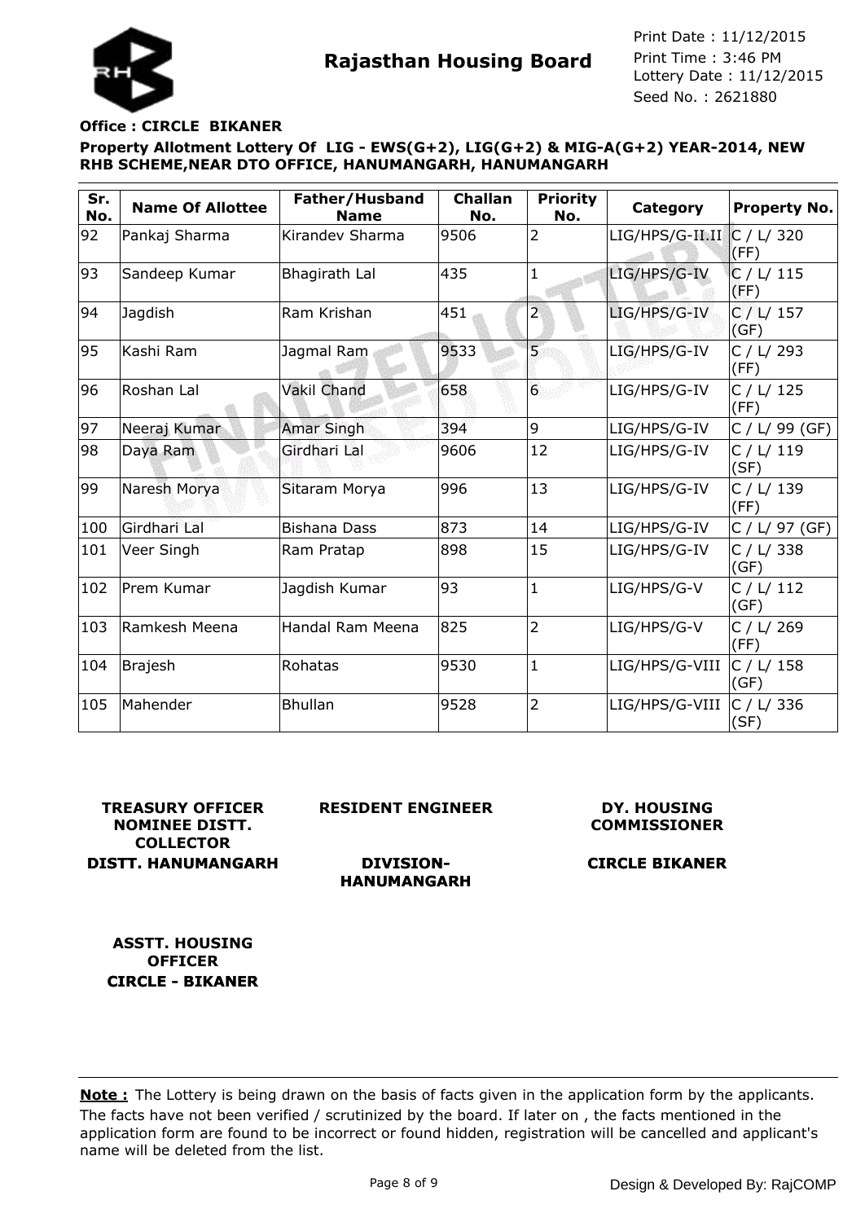# Rajasthan Housing Board

Print Date : 11/12/2015
Print Time : 3:46 PM
Lottery Date : 11/12/2015
Seed No. : 2621880

**Office : CIRCLE BIKANER**

**Property Allotment Lottery Of LIG - EWS(G+2), LIG(G+2) & MIG-A(G+2) YEAR-2014, NEW RHB SCHEME,NEAR DTO OFFICE, HANUMANGARH, HANUMANGARH**

| Sr. No. | Name Of Allottee | Father/Husband Name | Challan No. | Priority No. | Category | Property No. |
|---|---|---|---|---|---|---|
| 92 | Pankaj Sharma | Kirandev Sharma | 9506 | 2 | LIG/HPS/G-II.II | C / L/ 320 (FF) |
| 93 | Sandeep Kumar | Bhagirath Lal | 435 | 1 | LIG/HPS/G-IV | C / L/ 115 (FF) |
| 94 | Jagdish | Ram Krishan | 451 | 2 | LIG/HPS/G-IV | C / L/ 157 (GF) |
| 95 | Kashi Ram | Jagmal Ram | 9533 | 5 | LIG/HPS/G-IV | C / L/ 293 (FF) |
| 96 | Roshan Lal | Vakil Chand | 658 | 6 | LIG/HPS/G-IV | C / L/ 125 (FF) |
| 97 | Neeraj Kumar | Amar Singh | 394 | 9 | LIG/HPS/G-IV | C / L/ 99 (GF) |
| 98 | Daya Ram | Girdhari Lal | 9606 | 12 | LIG/HPS/G-IV | C / L/ 119 (SF) |
| 99 | Naresh Morya | Sitaram Morya | 996 | 13 | LIG/HPS/G-IV | C / L/ 139 (FF) |
| 100 | Girdhari Lal | Bishana Dass | 873 | 14 | LIG/HPS/G-IV | C / L/ 97 (GF) |
| 101 | Veer Singh | Ram Pratap | 898 | 15 | LIG/HPS/G-IV | C / L/ 338 (GF) |
| 102 | Prem Kumar | Jagdish Kumar | 93 | 1 | LIG/HPS/G-V | C / L/ 112 (GF) |
| 103 | Ramkesh Meena | Handal Ram Meena | 825 | 2 | LIG/HPS/G-V | C / L/ 269 (FF) |
| 104 | Brajesh | Rohatas | 9530 | 1 | LIG/HPS/G-VIII | C / L/ 158 (GF) |
| 105 | Mahender | Bhullan | 9528 | 2 | LIG/HPS/G-VIII | C / L/ 336 (SF) |

**TREASURY OFFICER NOMINEE DISTT. COLLECTOR**
**DISTT. HANUMANGARH**

**RESIDENT ENGINEER**
**DIVISION-HANUMANGARH**

**DY. HOUSING COMMISSIONER**
**CIRCLE BIKANER**

**ASSTT. HOUSING OFFICER**
**CIRCLE - BIKANER**

**Note :** The Lottery is being drawn on the basis of facts given in the application form by the applicants. The facts have not been verified / scrutinized by the board. If later on , the facts mentioned in the application form are found to be incorrect or found hidden, registration will be cancelled and applicant's name will be deleted from the list.

Design & Developed By: RajCOMP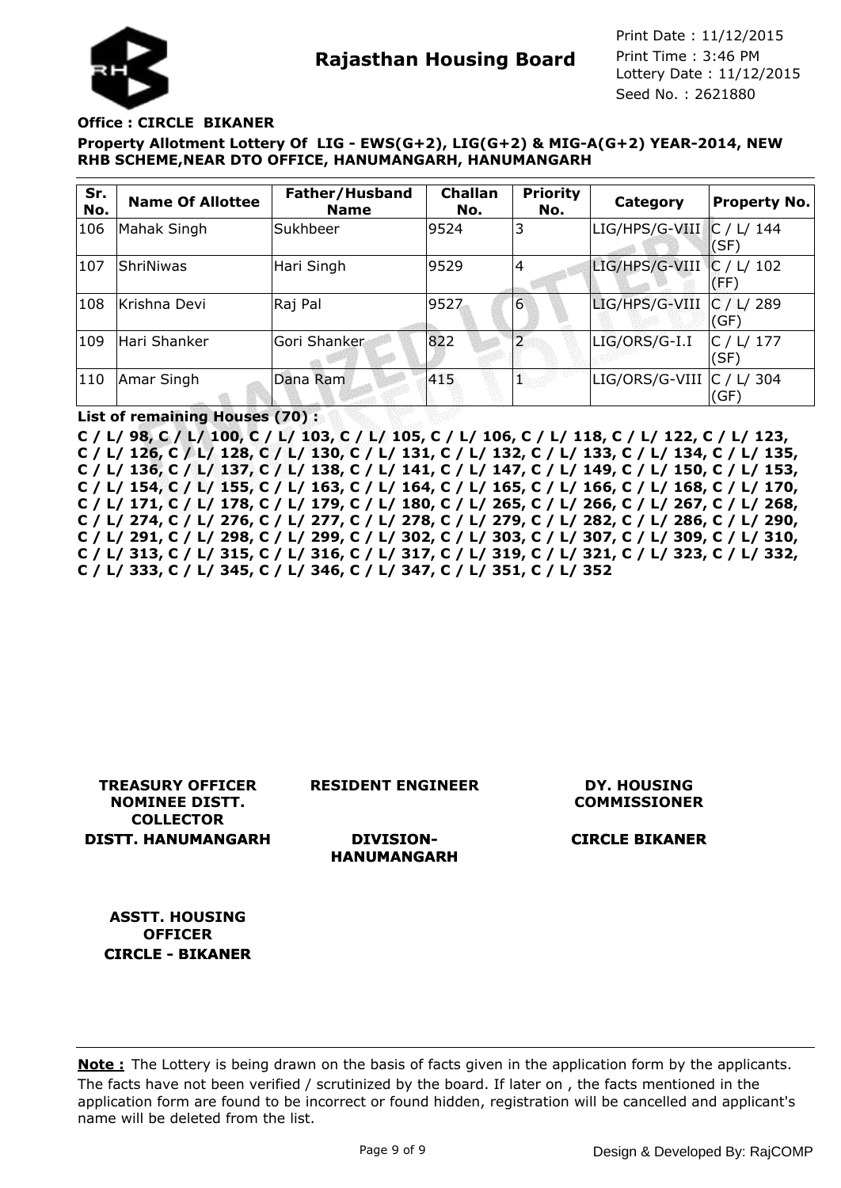# Rajasthan Housing Board

Print Date : 11/12/2015
Print Time : 3:46 PM
Lottery Date : 11/12/2015
Seed No. : 2621880

**Office : CIRCLE BIKANER**

**Property Allotment Lottery Of LIG - EWS(G+2), LIG(G+2) & MIG-A(G+2) YEAR-2014, NEW RHB SCHEME,NEAR DTO OFFICE, HANUMANGARH, HANUMANGARH**

| Sr. No. | Name Of Allottee | Father/Husband Name | Challan No. | Priority No. | Category | Property No. |
|---|---|---|---|---|---|---|
| 106 | Mahak Singh | Sukhbeer | 9524 | 3 | LIG/HPS/G-VIII | C / L/ 144 (SF) |
| 107 | ShriNiwas | Hari Singh | 9529 | 4 | LIG/HPS/G-VIII | C / L/ 102 (FF) |
| 108 | Krishna Devi | Raj Pal | 9527 | 6 | LIG/HPS/G-VIII | C / L/ 289 (GF) |
| 109 | Hari Shanker | Gori Shanker | 822 | 2 | LIG/ORS/G-I.I | C / L/ 177 (SF) |
| 110 | Amar Singh | Dana Ram | 415 | 1 | LIG/ORS/G-VIII | C / L/ 304 (GF) |

**List of remaining Houses (70) :**

**C / L/ 98, C / L/ 100, C / L/ 103, C / L/ 105, C / L/ 106, C / L/ 118, C / L/ 122, C / L/ 123, C / L/ 126, C / L/ 128, C / L/ 130, C / L/ 131, C / L/ 132, C / L/ 133, C / L/ 134, C / L/ 135, C / L/ 136, C / L/ 137, C / L/ 138, C / L/ 141, C / L/ 147, C / L/ 149, C / L/ 150, C / L/ 153, C / L/ 154, C / L/ 155, C / L/ 163, C / L/ 164, C / L/ 165, C / L/ 166, C / L/ 168, C / L/ 170, C / L/ 171, C / L/ 178, C / L/ 179, C / L/ 180, C / L/ 265, C / L/ 266, C / L/ 267, C / L/ 268, C / L/ 274, C / L/ 276, C / L/ 277, C / L/ 278, C / L/ 279, C / L/ 282, C / L/ 286, C / L/ 290, C / L/ 291, C / L/ 298, C / L/ 299, C / L/ 302, C / L/ 303, C / L/ 307, C / L/ 309, C / L/ 310, C / L/ 313, C / L/ 315, C / L/ 316, C / L/ 317, C / L/ 319, C / L/ 321, C / L/ 323, C / L/ 332, C / L/ 333, C / L/ 345, C / L/ 346, C / L/ 347, C / L/ 351, C / L/ 352**

**TREASURY OFFICER NOMINEE DISTT. COLLECTOR**
**DISTT. HANUMANGARH**

**RESIDENT ENGINEER**
**DIVISION-HANUMANGARH**

**DY. HOUSING COMMISSIONER**
**CIRCLE BIKANER**

**ASSTT. HOUSING OFFICER**
**CIRCLE - BIKANER**

**Note :** The Lottery is being drawn on the basis of facts given in the application form by the applicants. The facts have not been verified / scrutinized by the board. If later on , the facts mentioned in the application form are found to be incorrect or found hidden, registration will be cancelled and applicant's name will be deleted from the list.

Design & Developed By: RajCOMP